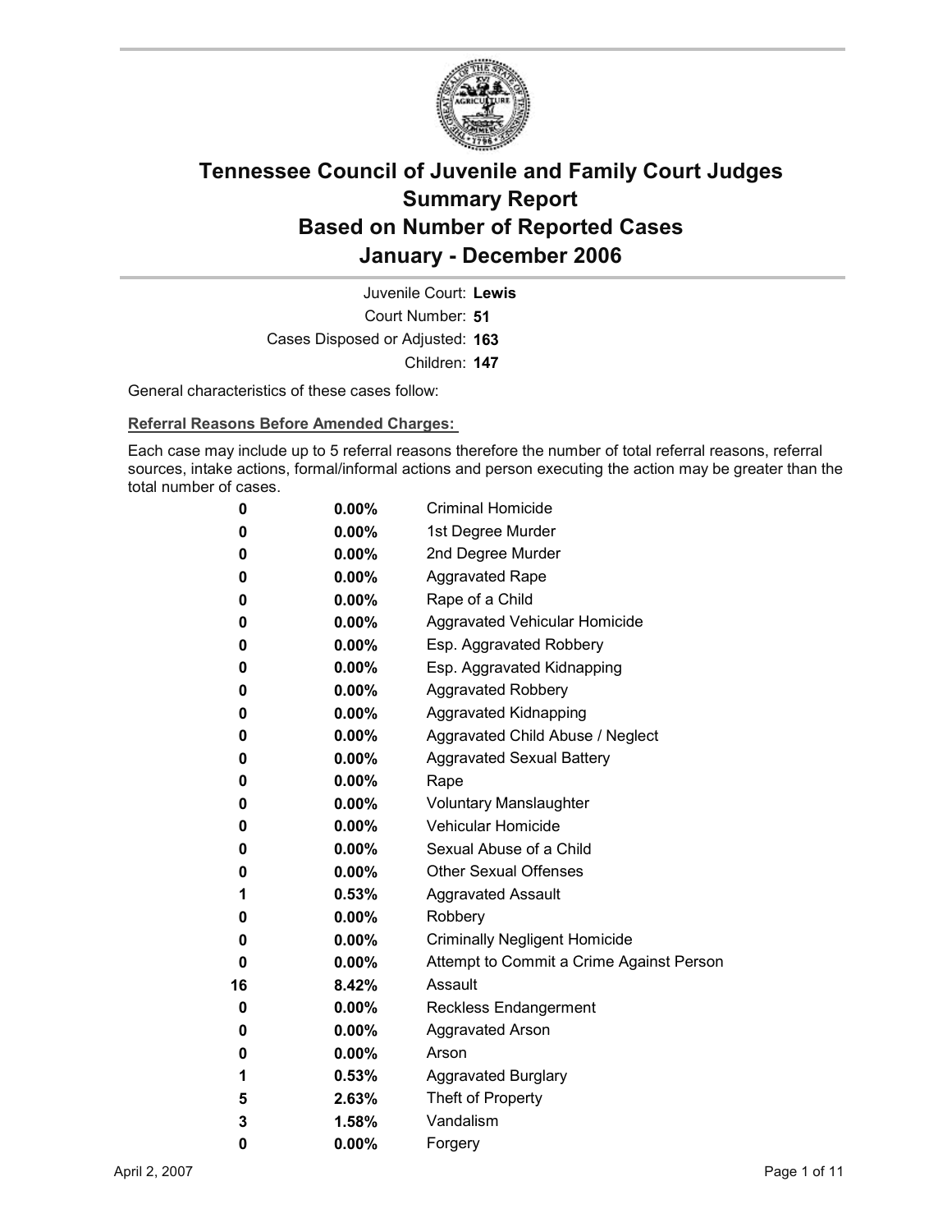# Tennessee Council of Juvenile and Family Court Judges
# Summary Report
# Based on Number of Reported Cases
# January - December 2006

Juvenile Court: **Lewis**

Court Number: **51**

Cases Disposed or Adjusted: **163**

Children: **147**

General characteristics of these cases follow:

**Referral Reasons Before Amended Charges:**

Each case may include up to 5 referral reasons therefore the number of total referral reasons, referral sources, intake actions, formal/informal actions and person executing the action may be greater than the total number of cases.

| Count | Percent | Referral Reason |
|---|---|---|
| 0 | 0.00% | Criminal Homicide |
| 0 | 0.00% | 1st Degree Murder |
| 0 | 0.00% | 2nd Degree Murder |
| 0 | 0.00% | Aggravated Rape |
| 0 | 0.00% | Rape of a Child |
| 0 | 0.00% | Aggravated Vehicular Homicide |
| 0 | 0.00% | Esp. Aggravated Robbery |
| 0 | 0.00% | Esp. Aggravated Kidnapping |
| 0 | 0.00% | Aggravated Robbery |
| 0 | 0.00% | Aggravated Kidnapping |
| 0 | 0.00% | Aggravated Child Abuse / Neglect |
| 0 | 0.00% | Aggravated Sexual Battery |
| 0 | 0.00% | Rape |
| 0 | 0.00% | Voluntary Manslaughter |
| 0 | 0.00% | Vehicular Homicide |
| 0 | 0.00% | Sexual Abuse of a Child |
| 0 | 0.00% | Other Sexual Offenses |
| 1 | 0.53% | Aggravated Assault |
| 0 | 0.00% | Robbery |
| 0 | 0.00% | Criminally Negligent Homicide |
| 0 | 0.00% | Attempt to Commit a Crime Against Person |
| 16 | 8.42% | Assault |
| 0 | 0.00% | Reckless Endangerment |
| 0 | 0.00% | Aggravated Arson |
| 0 | 0.00% | Arson |
| 1 | 0.53% | Aggravated Burglary |
| 5 | 2.63% | Theft of Property |
| 3 | 1.58% | Vandalism |
| 0 | 0.00% | Forgery |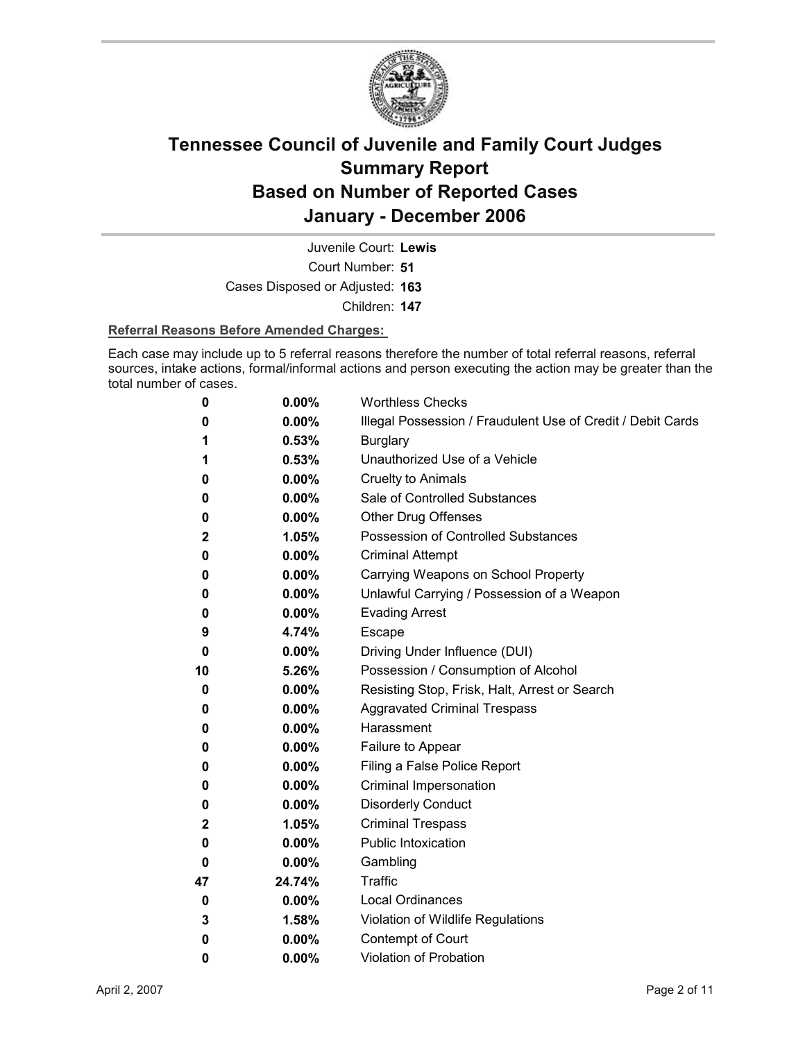# Tennessee Council of Juvenile and Family Court Judges Summary Report Based on Number of Reported Cases January - December 2006

Juvenile Court: **Lewis**

Court Number: **51**

Cases Disposed or Adjusted: **163**

Children: **147**

**Referral Reasons Before Amended Charges:**

Each case may include up to 5 referral reasons therefore the number of total referral reasons, referral sources, intake actions, formal/informal actions and person executing the action may be greater than the total number of cases.

| | | |
|---|---|---|
| 0 | 0.00% | Worthless Checks |
| 0 | 0.00% | Illegal Possession / Fraudulent Use of Credit / Debit Cards |
| 1 | 0.53% | Burglary |
| 1 | 0.53% | Unauthorized Use of a Vehicle |
| 0 | 0.00% | Cruelty to Animals |
| 0 | 0.00% | Sale of Controlled Substances |
| 0 | 0.00% | Other Drug Offenses |
| 2 | 1.05% | Possession of Controlled Substances |
| 0 | 0.00% | Criminal Attempt |
| 0 | 0.00% | Carrying Weapons on School Property |
| 0 | 0.00% | Unlawful Carrying / Possession of a Weapon |
| 0 | 0.00% | Evading Arrest |
| 9 | 4.74% | Escape |
| 0 | 0.00% | Driving Under Influence (DUI) |
| 10 | 5.26% | Possession / Consumption of Alcohol |
| 0 | 0.00% | Resisting Stop, Frisk, Halt, Arrest or Search |
| 0 | 0.00% | Aggravated Criminal Trespass |
| 0 | 0.00% | Harassment |
| 0 | 0.00% | Failure to Appear |
| 0 | 0.00% | Filing a False Police Report |
| 0 | 0.00% | Criminal Impersonation |
| 0 | 0.00% | Disorderly Conduct |
| 2 | 1.05% | Criminal Trespass |
| 0 | 0.00% | Public Intoxication |
| 0 | 0.00% | Gambling |
| 47 | 24.74% | Traffic |
| 0 | 0.00% | Local Ordinances |
| 3 | 1.58% | Violation of Wildlife Regulations |
| 0 | 0.00% | Contempt of Court |
| 0 | 0.00% | Violation of Probation |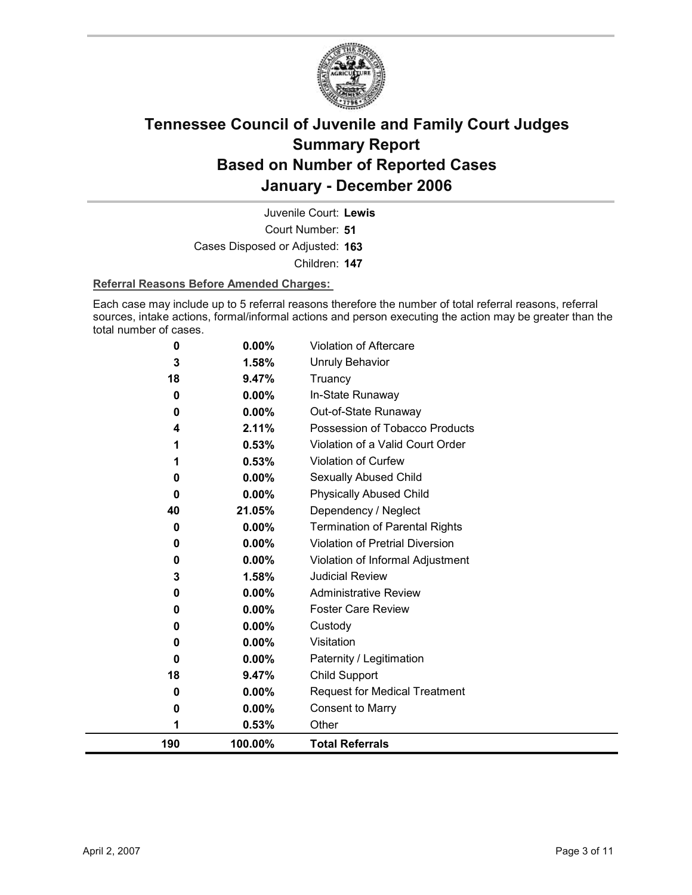# Tennessee Council of Juvenile and Family Court Judges
# Summary Report
# Based on Number of Reported Cases
# January - December 2006

Juvenile Court: **Lewis**

Court Number: **51**

Cases Disposed or Adjusted: **163**

Children: **147**

**Referral Reasons Before Amended Charges:**

Each case may include up to 5 referral reasons therefore the number of total referral reasons, referral sources, intake actions, formal/informal actions and person executing the action may be greater than the total number of cases.

| Count | Percent | Referral Reason |
|---|---|---|
| 0 | 0.00% | Violation of Aftercare |
| 3 | 1.58% | Unruly Behavior |
| 18 | 9.47% | Truancy |
| 0 | 0.00% | In-State Runaway |
| 0 | 0.00% | Out-of-State Runaway |
| 4 | 2.11% | Possession of Tobacco Products |
| 1 | 0.53% | Violation of a Valid Court Order |
| 1 | 0.53% | Violation of Curfew |
| 0 | 0.00% | Sexually Abused Child |
| 0 | 0.00% | Physically Abused Child |
| 40 | 21.05% | Dependency / Neglect |
| 0 | 0.00% | Termination of Parental Rights |
| 0 | 0.00% | Violation of Pretrial Diversion |
| 0 | 0.00% | Violation of Informal Adjustment |
| 3 | 1.58% | Judicial Review |
| 0 | 0.00% | Administrative Review |
| 0 | 0.00% | Foster Care Review |
| 0 | 0.00% | Custody |
| 0 | 0.00% | Visitation |
| 0 | 0.00% | Paternity / Legitimation |
| 18 | 9.47% | Child Support |
| 0 | 0.00% | Request for Medical Treatment |
| 0 | 0.00% | Consent to Marry |
| 1 | 0.53% | Other |
| **190** | **100.00%** | **Total Referrals** |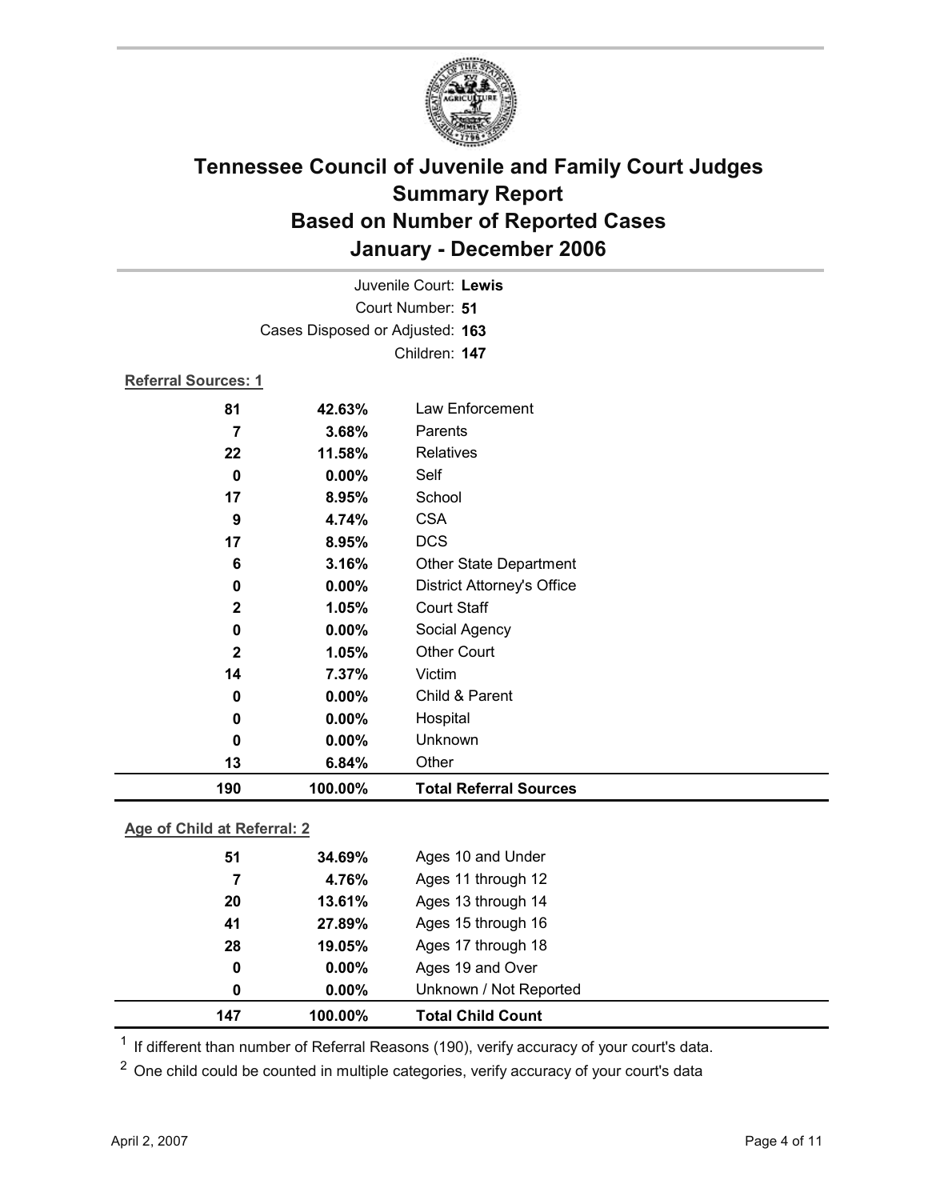# Tennessee Council of Juvenile and Family Court Judges
## Summary Report
## Based on Number of Reported Cases
## January - December 2006

Juvenile Court: **Lewis**
Court Number: **51**
Cases Disposed or Adjusted: **163**
Children: **147**

**Referral Sources: 1**

| Count | Percent | Source |
|---|---|---|
| 81 | 42.63% | Law Enforcement |
| 7 | 3.68% | Parents |
| 22 | 11.58% | Relatives |
| 0 | 0.00% | Self |
| 17 | 8.95% | School |
| 9 | 4.74% | CSA |
| 17 | 8.95% | DCS |
| 6 | 3.16% | Other State Department |
| 0 | 0.00% | District Attorney's Office |
| 2 | 1.05% | Court Staff |
| 0 | 0.00% | Social Agency |
| 2 | 1.05% | Other Court |
| 14 | 7.37% | Victim |
| 0 | 0.00% | Child & Parent |
| 0 | 0.00% | Hospital |
| 0 | 0.00% | Unknown |
| 13 | 6.84% | Other |
| **190** | **100.00%** | **Total Referral Sources** |

**Age of Child at Referral: 2**

| Count | Percent | Age |
|---|---|---|
| 51 | 34.69% | Ages 10 and Under |
| 7 | 4.76% | Ages 11 through 12 |
| 20 | 13.61% | Ages 13 through 14 |
| 41 | 27.89% | Ages 15 through 16 |
| 28 | 19.05% | Ages 17 through 18 |
| 0 | 0.00% | Ages 19 and Over |
| 0 | 0.00% | Unknown / Not Reported |
| **147** | **100.00%** | **Total Child Count** |

[1] If different than number of Referral Reasons (190), verify accuracy of your court's data.

[2] One child could be counted in multiple categories, verify accuracy of your court's data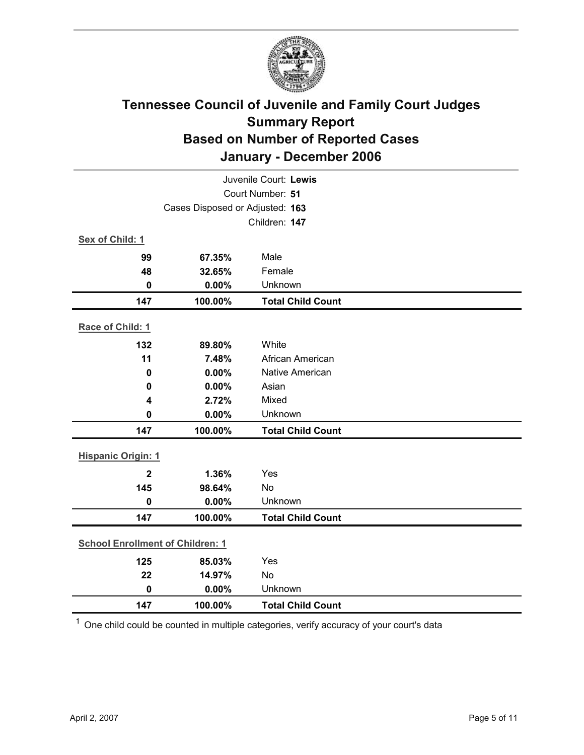# Tennessee Council of Juvenile and Family Court Judges
# Summary Report
# Based on Number of Reported Cases
# January - December 2006

Juvenile Court: **Lewis**
Court Number: **51**
Cases Disposed or Adjusted: **163**
Children: **147**

**Sex of Child: 1**

| | | |
|---|---|---|
| **99** | **67.35%** | Male |
| **48** | **32.65%** | Female |
| **0** | **0.00%** | Unknown |
| **147** | **100.00%** | **Total Child Count** |

**Race of Child: 1**

| | | |
|---|---|---|
| **132** | **89.80%** | White |
| **11** | **7.48%** | African American |
| **0** | **0.00%** | Native American |
| **0** | **0.00%** | Asian |
| **4** | **2.72%** | Mixed |
| **0** | **0.00%** | Unknown |
| **147** | **100.00%** | **Total Child Count** |

**Hispanic Origin: 1**

| | | |
|---|---|---|
| **2** | **1.36%** | Yes |
| **145** | **98.64%** | No |
| **0** | **0.00%** | Unknown |
| **147** | **100.00%** | **Total Child Count** |

**School Enrollment of Children: 1**

| | | |
|---|---|---|
| **125** | **85.03%** | Yes |
| **22** | **14.97%** | No |
| **0** | **0.00%** | Unknown |
| **147** | **100.00%** | **Total Child Count** |

[1] One child could be counted in multiple categories, verify accuracy of your court's data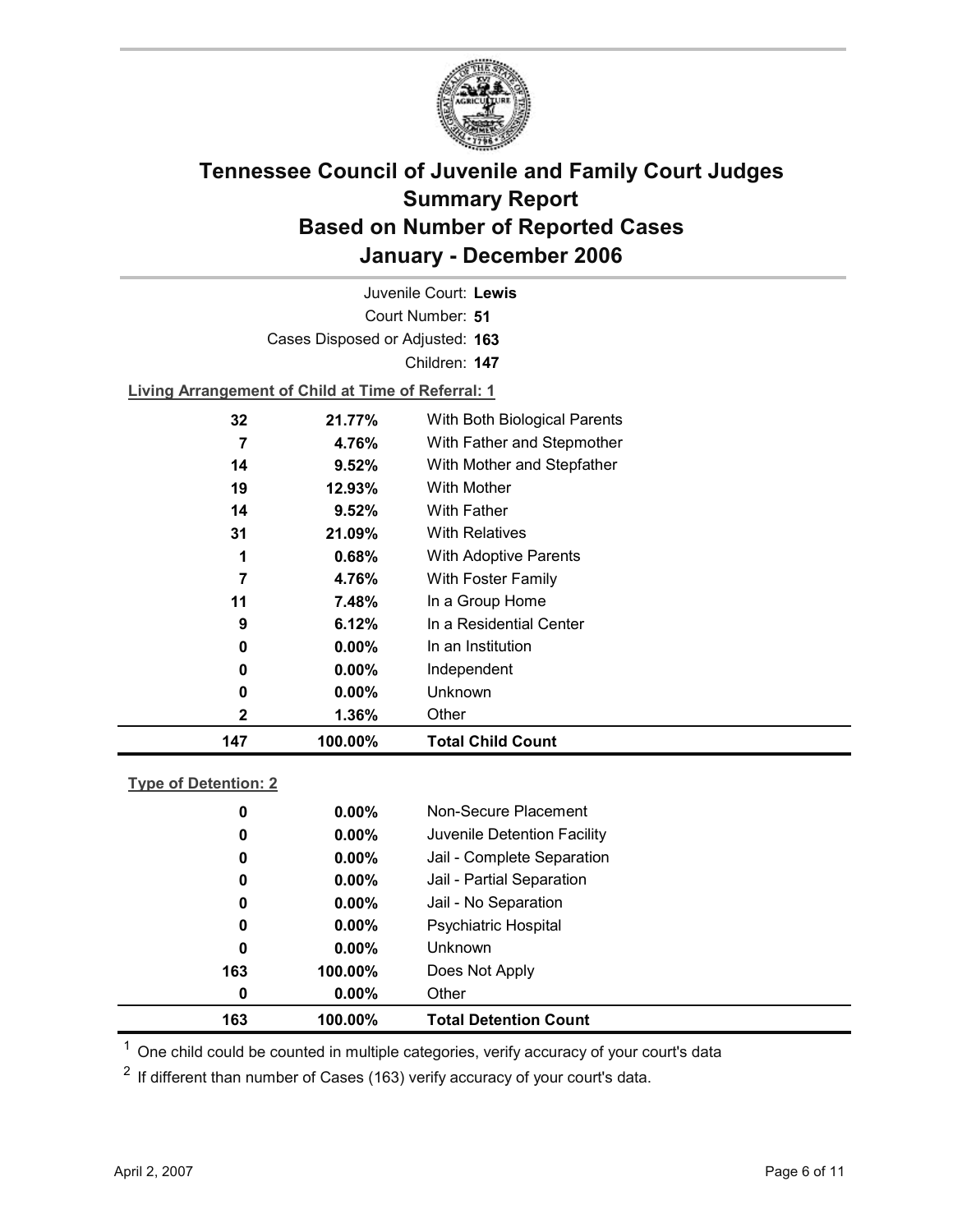# Tennessee Council of Juvenile and Family Court Judges Summary Report Based on Number of Reported Cases January - December 2006

Juvenile Court: **Lewis**

Court Number: **51**

Cases Disposed or Adjusted: **163**

Children: **147**

**Living Arrangement of Child at Time of Referral: 1**

| | | |
|---|---|---|
| 32 | 21.77% | With Both Biological Parents |
| 7 | 4.76% | With Father and Stepmother |
| 14 | 9.52% | With Mother and Stepfather |
| 19 | 12.93% | With Mother |
| 14 | 9.52% | With Father |
| 31 | 21.09% | With Relatives |
| 1 | 0.68% | With Adoptive Parents |
| 7 | 4.76% | With Foster Family |
| 11 | 7.48% | In a Group Home |
| 9 | 6.12% | In a Residential Center |
| 0 | 0.00% | In an Institution |
| 0 | 0.00% | Independent |
| 0 | 0.00% | Unknown |
| 2 | 1.36% | Other |
| **147** | **100.00%** | **Total Child Count** |

**Type of Detention: 2**

| | | |
|---|---|---|
| 0 | 0.00% | Non-Secure Placement |
| 0 | 0.00% | Juvenile Detention Facility |
| 0 | 0.00% | Jail - Complete Separation |
| 0 | 0.00% | Jail - Partial Separation |
| 0 | 0.00% | Jail - No Separation |
| 0 | 0.00% | Psychiatric Hospital |
| 0 | 0.00% | Unknown |
| 163 | 100.00% | Does Not Apply |
| 0 | 0.00% | Other |
| **163** | **100.00%** | **Total Detention Count** |

[1] One child could be counted in multiple categories, verify accuracy of your court's data

[2] If different than number of Cases (163) verify accuracy of your court's data.

April 2, 2007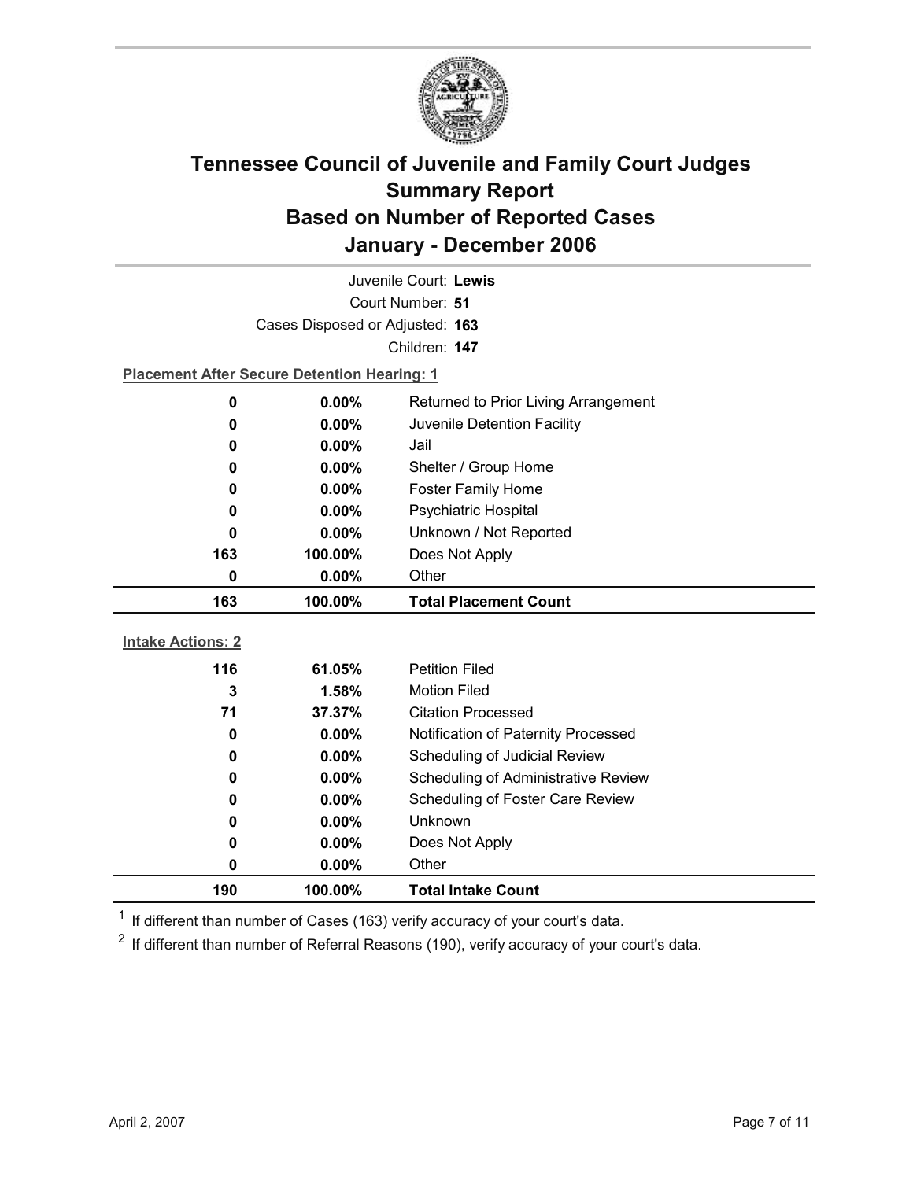# Tennessee Council of Juvenile and Family Court Judges Summary Report Based on Number of Reported Cases January - December 2006

Juvenile Court: **Lewis**

Court Number: **51**

Cases Disposed or Adjusted: **163**

Children: **147**

**Placement After Secure Detention Hearing: 1**

| Count | Percent | Placement |
|---|---|---|
| 0 | 0.00% | Returned to Prior Living Arrangement |
| 0 | 0.00% | Juvenile Detention Facility |
| 0 | 0.00% | Jail |
| 0 | 0.00% | Shelter / Group Home |
| 0 | 0.00% | Foster Family Home |
| 0 | 0.00% | Psychiatric Hospital |
| 0 | 0.00% | Unknown / Not Reported |
| 163 | 100.00% | Does Not Apply |
| 0 | 0.00% | Other |
| **163** | **100.00%** | **Total Placement Count** |

**Intake Actions: 2**

| Count | Percent | Intake Action |
|---|---|---|
| 116 | 61.05% | Petition Filed |
| 3 | 1.58% | Motion Filed |
| 71 | 37.37% | Citation Processed |
| 0 | 0.00% | Notification of Paternity Processed |
| 0 | 0.00% | Scheduling of Judicial Review |
| 0 | 0.00% | Scheduling of Administrative Review |
| 0 | 0.00% | Scheduling of Foster Care Review |
| 0 | 0.00% | Unknown |
| 0 | 0.00% | Does Not Apply |
| 0 | 0.00% | Other |
| **190** | **100.00%** | **Total Intake Count** |

[1] If different than number of Cases (163) verify accuracy of your court's data.

[2] If different than number of Referral Reasons (190), verify accuracy of your court's data.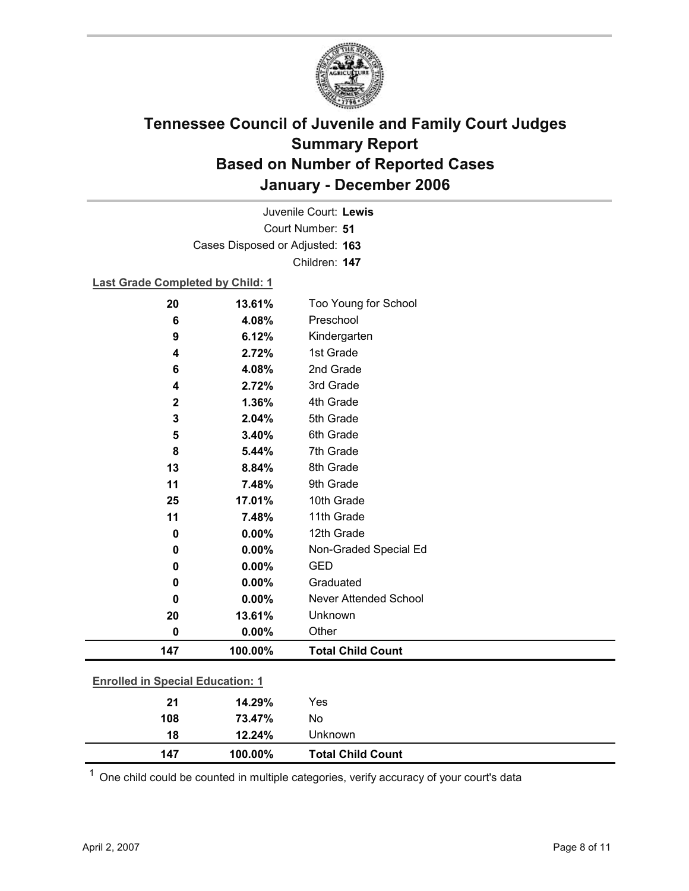# Tennessee Council of Juvenile and Family Court Judges
## Summary Report
## Based on Number of Reported Cases
## January - December 2006

Juvenile Court: **Lewis**

Court Number: **51**

Cases Disposed or Adjusted: **163**

Children: **147**

**Last Grade Completed by Child: 1**

| Count | Percent | Category |
|---|---|---|
| 20 | 13.61% | Too Young for School |
| 6 | 4.08% | Preschool |
| 9 | 6.12% | Kindergarten |
| 4 | 2.72% | 1st Grade |
| 6 | 4.08% | 2nd Grade |
| 4 | 2.72% | 3rd Grade |
| 2 | 1.36% | 4th Grade |
| 3 | 2.04% | 5th Grade |
| 5 | 3.40% | 6th Grade |
| 8 | 5.44% | 7th Grade |
| 13 | 8.84% | 8th Grade |
| 11 | 7.48% | 9th Grade |
| 25 | 17.01% | 10th Grade |
| 11 | 7.48% | 11th Grade |
| 0 | 0.00% | 12th Grade |
| 0 | 0.00% | Non-Graded Special Ed |
| 0 | 0.00% | GED |
| 0 | 0.00% | Graduated |
| 0 | 0.00% | Never Attended School |
| 20 | 13.61% | Unknown |
| 0 | 0.00% | Other |
| **147** | **100.00%** | **Total Child Count** |

**Enrolled in Special Education: 1**

| Count | Percent | Category |
|---|---|---|
| 21 | 14.29% | Yes |
| 108 | 73.47% | No |
| 18 | 12.24% | Unknown |
| **147** | **100.00%** | **Total Child Count** |

[1] One child could be counted in multiple categories, verify accuracy of your court's data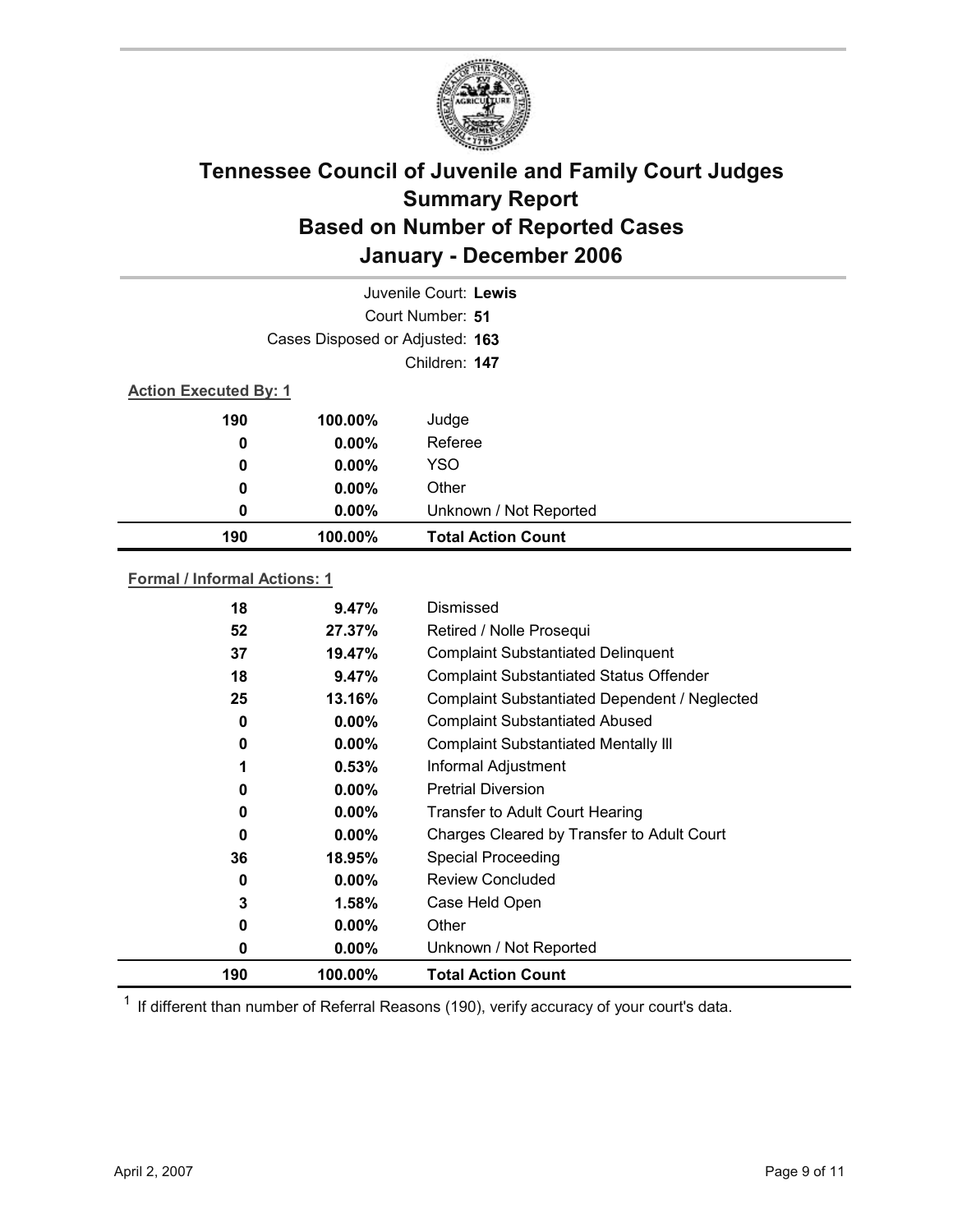# Tennessee Council of Juvenile and Family Court Judges
## Summary Report
## Based on Number of Reported Cases
## January - December 2006

Juvenile Court: **Lewis**

Court Number: **51**

Cases Disposed or Adjusted: **163**

Children: **147**

**Action Executed By: 1**

| | | |
|---|---|---|
| 190 | 100.00% | Judge |
| 0 | 0.00% | Referee |
| 0 | 0.00% | YSO |
| 0 | 0.00% | Other |
| 0 | 0.00% | Unknown / Not Reported |
| **190** | **100.00%** | **Total Action Count** |

**Formal / Informal Actions: 1**

| | | |
|---|---|---|
| 18 | 9.47% | Dismissed |
| 52 | 27.37% | Retired / Nolle Prosequi |
| 37 | 19.47% | Complaint Substantiated Delinquent |
| 18 | 9.47% | Complaint Substantiated Status Offender |
| 25 | 13.16% | Complaint Substantiated Dependent / Neglected |
| 0 | 0.00% | Complaint Substantiated Abused |
| 0 | 0.00% | Complaint Substantiated Mentally Ill |
| 1 | 0.53% | Informal Adjustment |
| 0 | 0.00% | Pretrial Diversion |
| 0 | 0.00% | Transfer to Adult Court Hearing |
| 0 | 0.00% | Charges Cleared by Transfer to Adult Court |
| 36 | 18.95% | Special Proceeding |
| 0 | 0.00% | Review Concluded |
| 3 | 1.58% | Case Held Open |
| 0 | 0.00% | Other |
| 0 | 0.00% | Unknown / Not Reported |
| **190** | **100.00%** | **Total Action Count** |

[1] If different than number of Referral Reasons (190), verify accuracy of your court's data.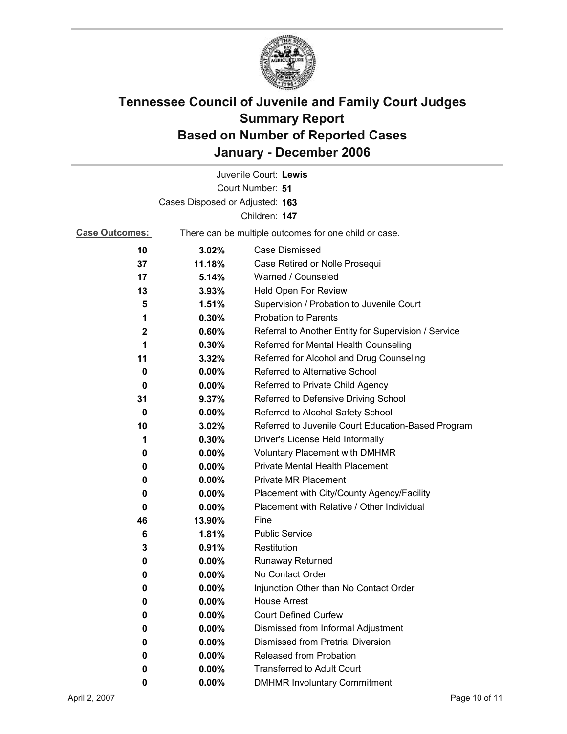# Tennessee Council of Juvenile and Family Court Judges
# Summary Report
# Based on Number of Reported Cases
# January - December 2006

Juvenile Court: **Lewis**

Court Number: **51**

Cases Disposed or Adjusted: **163**

Children: **147**

**Case Outcomes:** There can be multiple outcomes for one child or case.

| Count | Percent | Outcome |
|---|---|---|
| 10 | 3.02% | Case Dismissed |
| 37 | 11.18% | Case Retired or Nolle Prosequi |
| 17 | 5.14% | Warned / Counseled |
| 13 | 3.93% | Held Open For Review |
| 5 | 1.51% | Supervision / Probation to Juvenile Court |
| 1 | 0.30% | Probation to Parents |
| 2 | 0.60% | Referral to Another Entity for Supervision / Service |
| 1 | 0.30% | Referred for Mental Health Counseling |
| 11 | 3.32% | Referred for Alcohol and Drug Counseling |
| 0 | 0.00% | Referred to Alternative School |
| 0 | 0.00% | Referred to Private Child Agency |
| 31 | 9.37% | Referred to Defensive Driving School |
| 0 | 0.00% | Referred to Alcohol Safety School |
| 10 | 3.02% | Referred to Juvenile Court Education-Based Program |
| 1 | 0.30% | Driver's License Held Informally |
| 0 | 0.00% | Voluntary Placement with DMHMR |
| 0 | 0.00% | Private Mental Health Placement |
| 0 | 0.00% | Private MR Placement |
| 0 | 0.00% | Placement with City/County Agency/Facility |
| 0 | 0.00% | Placement with Relative / Other Individual |
| 46 | 13.90% | Fine |
| 6 | 1.81% | Public Service |
| 3 | 0.91% | Restitution |
| 0 | 0.00% | Runaway Returned |
| 0 | 0.00% | No Contact Order |
| 0 | 0.00% | Injunction Other than No Contact Order |
| 0 | 0.00% | House Arrest |
| 0 | 0.00% | Court Defined Curfew |
| 0 | 0.00% | Dismissed from Informal Adjustment |
| 0 | 0.00% | Dismissed from Pretrial Diversion |
| 0 | 0.00% | Released from Probation |
| 0 | 0.00% | Transferred to Adult Court |
| 0 | 0.00% | DMHMR Involuntary Commitment |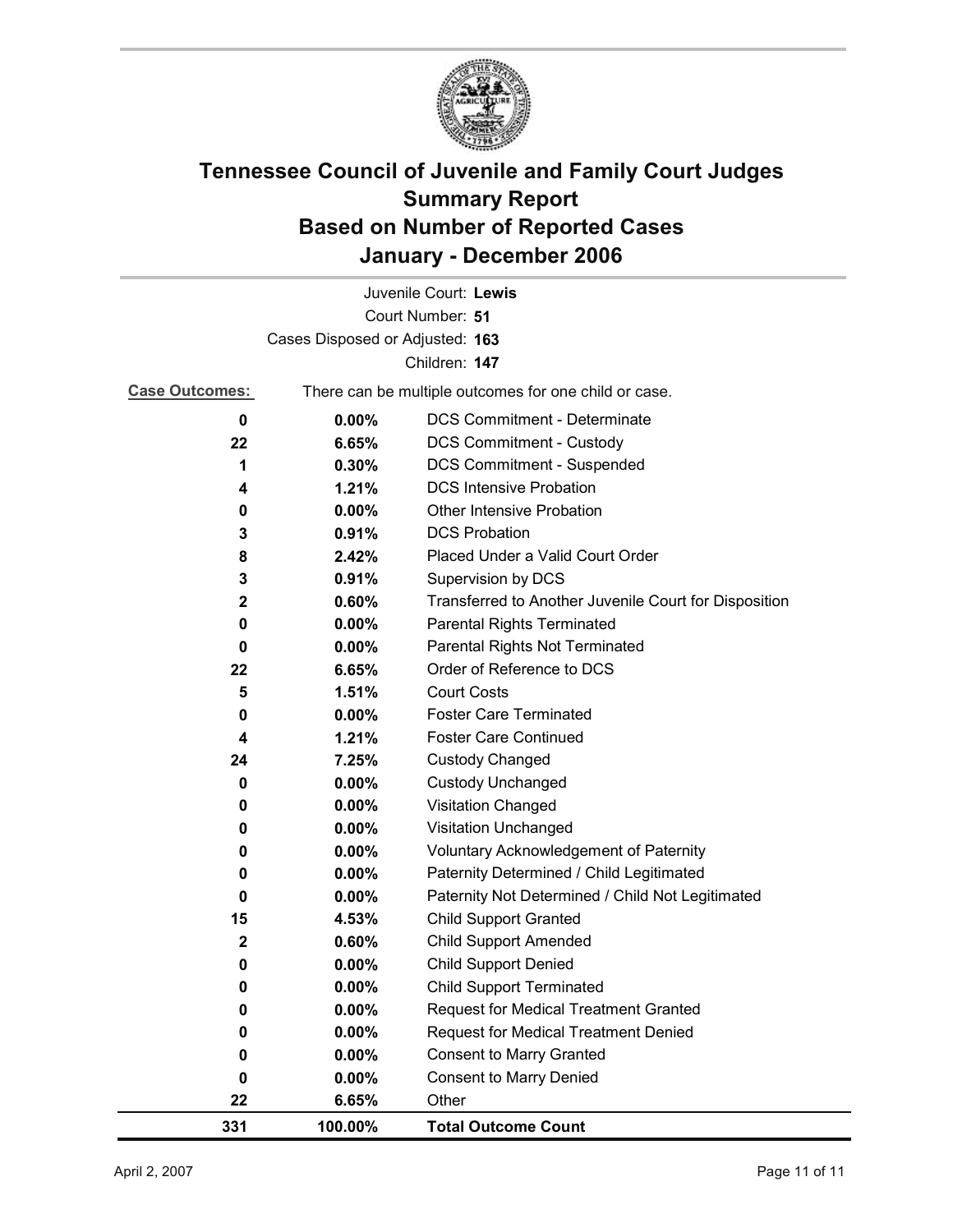# Tennessee Council of Juvenile and Family Court Judges
# Summary Report
# Based on Number of Reported Cases
# January - December 2006

Juvenile Court: **Lewis**
Court Number: **51**
Cases Disposed or Adjusted: **163**
Children: **147**

**Case Outcomes:** There can be multiple outcomes for one child or case.

| | | |
|---|---|---|
| 0 | 0.00% | DCS Commitment - Determinate |
| 22 | 6.65% | DCS Commitment - Custody |
| 1 | 0.30% | DCS Commitment - Suspended |
| 4 | 1.21% | DCS Intensive Probation |
| 0 | 0.00% | Other Intensive Probation |
| 3 | 0.91% | DCS Probation |
| 8 | 2.42% | Placed Under a Valid Court Order |
| 3 | 0.91% | Supervision by DCS |
| 2 | 0.60% | Transferred to Another Juvenile Court for Disposition |
| 0 | 0.00% | Parental Rights Terminated |
| 0 | 0.00% | Parental Rights Not Terminated |
| 22 | 6.65% | Order of Reference to DCS |
| 5 | 1.51% | Court Costs |
| 0 | 0.00% | Foster Care Terminated |
| 4 | 1.21% | Foster Care Continued |
| 24 | 7.25% | Custody Changed |
| 0 | 0.00% | Custody Unchanged |
| 0 | 0.00% | Visitation Changed |
| 0 | 0.00% | Visitation Unchanged |
| 0 | 0.00% | Voluntary Acknowledgement of Paternity |
| 0 | 0.00% | Paternity Determined / Child Legitimated |
| 0 | 0.00% | Paternity Not Determined / Child Not Legitimated |
| 15 | 4.53% | Child Support Granted |
| 2 | 0.60% | Child Support Amended |
| 0 | 0.00% | Child Support Denied |
| 0 | 0.00% | Child Support Terminated |
| 0 | 0.00% | Request for Medical Treatment Granted |
| 0 | 0.00% | Request for Medical Treatment Denied |
| 0 | 0.00% | Consent to Marry Granted |
| 0 | 0.00% | Consent to Marry Denied |
| 22 | 6.65% | Other |
| **331** | **100.00%** | **Total Outcome Count** |

April 2, 2007